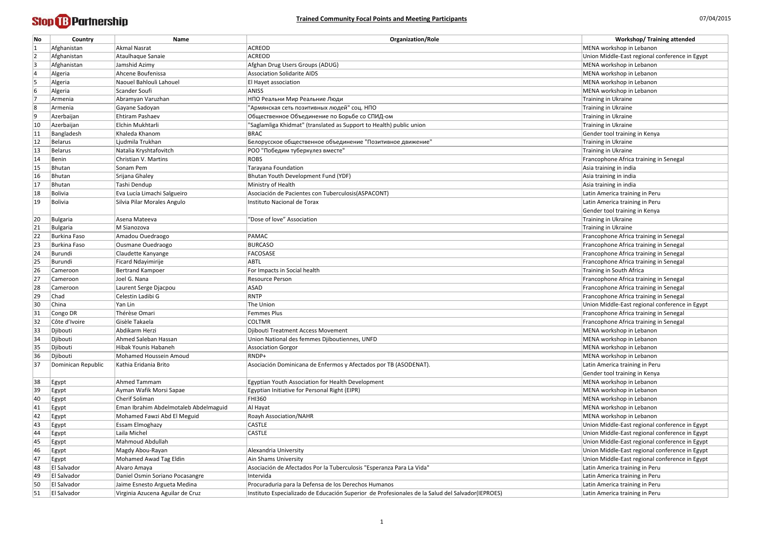Stop TB Partnership

## Trained Community Focal Points and Meeting Participants

07/04/2015

| No | Country | Name | Organization/Role | Workshop/ Training attended |
|---|---|---|---|---|
| 1 | Afghanistan | Akmal Nasrat | ACREOD | MENA workshop in Lebanon |
| 2 | Afghanistan | Ataulhaque Sanaie | ACREOD | Union Middle-East regional conference in Egypt |
| 3 | Afghanistan | Jamshid Azimy | Afghan Drug Users Groups (ADUG) | MENA workshop in Lebanon |
| 4 | Algeria | Ahcene Boufenissa | Association Solidarite AIDS | MENA workshop in Lebanon |
| 5 | Algeria | Naouel Bahlouli Lahouel | El Hayet association | MENA workshop in Lebanon |
| 6 | Algeria | Scander Soufi | ANISS | MENA workshop in Lebanon |
| 7 | Armenia | Abramyan Varuzhan | НПО Реальни Мир Реальние Люди | Training in Ukraine |
| 8 | Armenia | Gayane Sadoyan | "Армянская сеть позитивных людей" соц. НПО | Training in Ukraine |
| 9 | Azerbaijan | Ehtiram Pashaev | Общественное Объединение по Борьбе со СПИД-ом | Training in Ukraine |
| 10 | Azerbaijan | Elchin Mukhtarli | "Saglamliga Khidmat" (translated as Support to Health) public union | Training in Ukraine |
| 11 | Bangladesh | Khaleda Khanom | BRAC | Gender tool training in Kenya |
| 12 | Belarus | Ljudmila Trukhan | Белорусское общественное объединение "Позитивное движение" | Training in Ukraine |
| 13 | Belarus | Natalia Kryshtafovitch | РОО "Победим туберкулез вместе" | Training in Ukraine |
| 14 | Benin | Christian V. Martins | ROBS | Francophone Africa training in Senegal |
| 15 | Bhutan | Sonam Pem | Tarayana Foundation | Asia training in india |
| 16 | Bhutan | Srijana Ghaley | Bhutan Youth Development Fund (YDF) | Asia training in india |
| 17 | Bhutan | Tashi Dendup | Ministry of Health | Asia training in india |
| 18 | Bolivia | Eva Lucía Limachi Salgueiro | Asociación de Pacientes con Tuberculosis(ASPACONT) | Latin America training in Peru |
| 19 | Bolivia | Silvia Pilar Morales Angulo | Instituto Nacional de Torax | Latin America training in Peru<br>Gender tool training in Kenya |
| 20 | Bulgaria | Asena Mateeva | "Dose of love" Association | Training in Ukraine |
| 21 | Bulgaria | M Sianozova | | Training in Ukraine |
| 22 | Burkina Faso | Amadou Ouedraogo | PAMAC | Francophone Africa training in Senegal |
| 23 | Burkina Faso | Ousmane Ouedraogo | BURCASO | Francophone Africa training in Senegal |
| 24 | Burundi | Claudette Kanyange | FACOSASE | Francophone Africa training in Senegal |
| 25 | Burundi | Ficard Ndayimirije | ABTL | Francophone Africa training in Senegal |
| 26 | Cameroon | Bertrand Kampoer | For Impacts in Social health | Training in South Africa |
| 27 | Cameroon | Joel G. Nana | Resource Person | Francophone Africa training in Senegal |
| 28 | Cameroon | Laurent Serge Djacpou | ASAD | Francophone Africa training in Senegal |
| 29 | Chad | Celestin Ladibi G | RNTP | Francophone Africa training in Senegal |
| 30 | China | Yan Lin | The Union | Union Middle-East regional conference in Egypt |
| 31 | Congo DR | Thérèse Omari | Femmes Plus | Francophone Africa training in Senegal |
| 32 | Côte d'Ivoire | Gisèle Takaela | COLTMR | Francophone Africa training in Senegal |
| 33 | Djibouti | Abdikarm Herzi | Djibouti Treatment Access Movement | MENA workshop in Lebanon |
| 34 | Djibouti | Ahmed Saleban Hassan | Union National des femmes Djiboutiennes, UNFD | MENA workshop in Lebanon |
| 35 | Djibouti | Hibak Younis Habaneh | Association Gorgor | MENA workshop in Lebanon |
| 36 | Djibouti | Mohamed Houssein Amoud | RNDP+ | MENA workshop in Lebanon |
| 37 | Dominican Republic | Kathia Eridania Brito | Asociación Dominicana de Enfermos y Afectados por TB (ASODENAT). | Latin America training in Peru<br>Gender tool training in Kenya |
| 38 | Egypt | Ahmed Tammam | Egyptian Youth Association for Health Development | MENA workshop in Lebanon |
| 39 | Egypt | Ayman Wafik Morsi Sapae | Egyptian Initiative for Personal Right (EIPR) | MENA workshop in Lebanon |
| 40 | Egypt | Cherif Soliman | FHI360 | MENA workshop in Lebanon |
| 41 | Egypt | Eman Ibrahim Abdelmotaleb Abdelmaguid | Al Hayat | MENA workshop in Lebanon |
| 42 | Egypt | Mohamed Fawzi Abd El Meguid | Roayh Association/NAHR | MENA workshop in Lebanon |
| 43 | Egypt | Essam Elmoghazy | CASTLE | Union Middle-East regional conference in Egypt |
| 44 | Egypt | Laila Michel | CASTLE | Union Middle-East regional conference in Egypt |
| 45 | Egypt | Mahmoud Abdullah | | Union Middle-East regional conference in Egypt |
| 46 | Egypt | Magdy Abou-Rayan | Alexandria University | Union Middle-East regional conference in Egypt |
| 47 | Egypt | Mohamed Awad Tag Eldin | Ain Shams University | Union Middle-East regional conference in Egypt |
| 48 | El Salvador | Alvaro Amaya | Asociación de Afectados Por la Tuberculosis "Esperanza Para La Vida" | Latin America training in Peru |
| 49 | El Salvador | Daniel Osmin Soriano Pocasangre | Intervida | Latin America training in Peru |
| 50 | El Salvador | Jaime Esnesto Argueta Medina | Procuraduria para la Defensa de los Derechos Humanos | Latin America training in Peru |
| 51 | El Salvador | Virginia Azucena Aguilar de Cruz | Instituto Especializado de Educación Superior de Profesionales de la Salud del Salvador(IEPROES) | Latin America training in Peru |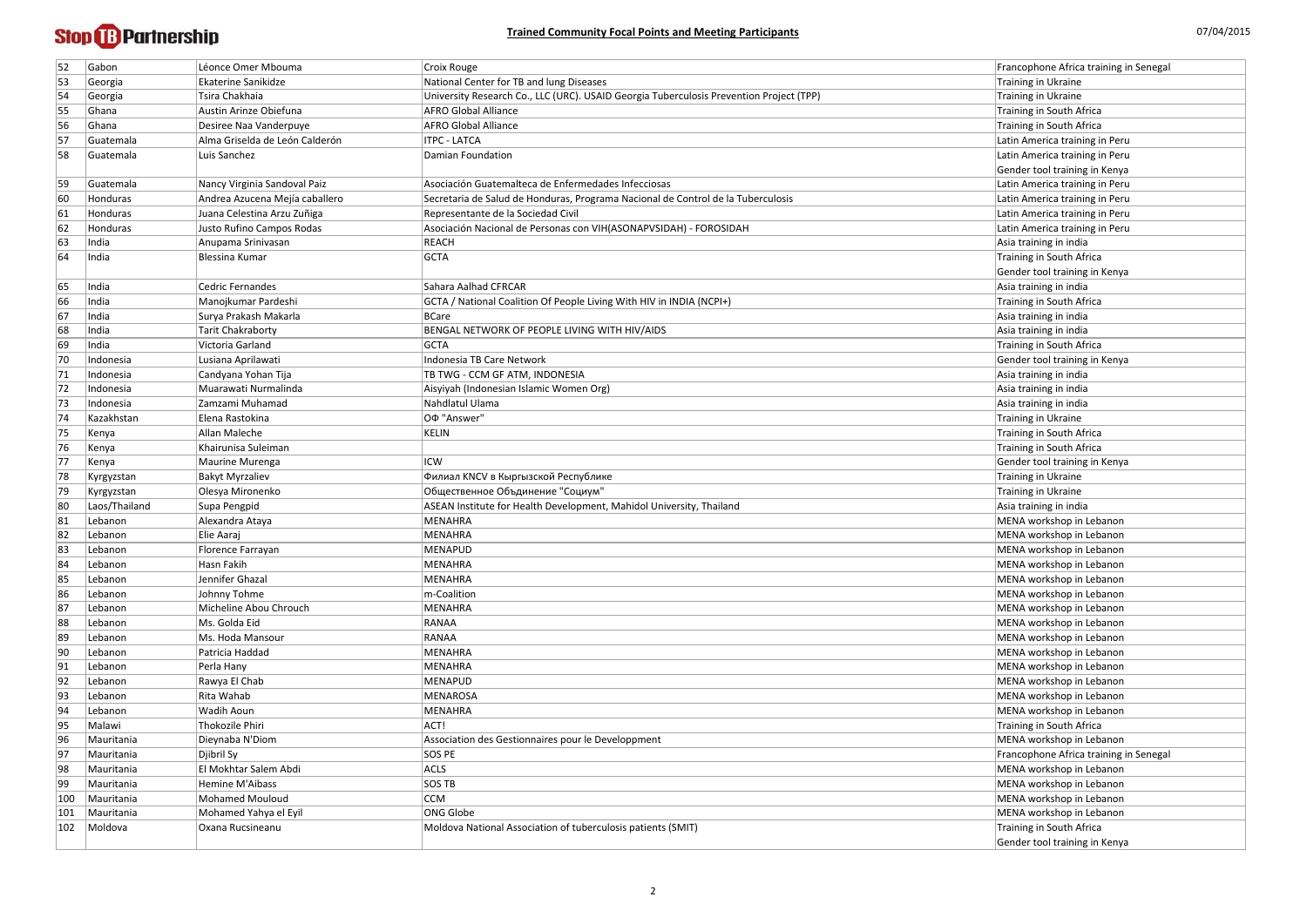## Trained Community Focal Points and Meeting Participants

| | | | | |
|---|---|---|---|---|
| 52 | Gabon | Léonce Omer Mbouma | Croix Rouge | Francophone Africa training in Senegal |
| 53 | Georgia | Ekaterine Sanikidze | National Center for TB and lung Diseases | Training in Ukraine |
| 54 | Georgia | Tsira Chakhaia | University Research Co., LLC (URC). USAID Georgia Tuberculosis Prevention Project (TPP) | Training in Ukraine |
| 55 | Ghana | Austin Arinze Obiefuna | AFRO Global Alliance | Training in South Africa |
| 56 | Ghana | Desiree Naa Vanderpuye | AFRO Global Alliance | Training in South Africa |
| 57 | Guatemala | Alma Griselda de León Calderón | ITPC - LATCA | Latin America training in Peru |
| 58 | Guatemala | Luis Sanchez | Damian Foundation | Latin America training in Peru<br>Gender tool training in Kenya |
| 59 | Guatemala | Nancy Virginia Sandoval Paiz | Asociación Guatemalteca de Enfermedades Infecciosas | Latin America training in Peru |
| 60 | Honduras | Andrea Azucena Mejía caballero | Secretaria de Salud de Honduras, Programa Nacional de Control de la Tuberculosis | Latin America training in Peru |
| 61 | Honduras | Juana Celestina Arzu Zuñiga | Representante de la Sociedad Civil | Latin America training in Peru |
| 62 | Honduras | Justo Rufino Campos Rodas | Asociación Nacional de Personas con VIH(ASONAPVSIDAH) - FOROSIDAH | Latin America training in Peru |
| 63 | India | Anupama Srinivasan | REACH | Asia training in india |
| 64 | India | Blessina Kumar | GCTA | Training in South Africa<br>Gender tool training in Kenya |
| 65 | India | Cedric Fernandes | Sahara Aalhad CFRCAR | Asia training in india |
| 66 | India | Manojkumar Pardeshi | GCTA / National Coalition Of People Living With HIV in INDIA (NCPI+) | Training in South Africa |
| 67 | India | Surya Prakash Makarla | BCare | Asia training in india |
| 68 | India | Tarit Chakraborty | BENGAL NETWORK OF PEOPLE LIVING WITH HIV/AIDS | Asia training in india |
| 69 | India | Victoria Garland | GCTA | Training in South Africa |
| 70 | Indonesia | Lusiana Aprilawati | Indonesia TB Care Network | Gender tool training in Kenya |
| 71 | Indonesia | Candyana Yohan Tija | TB TWG - CCM GF ATM, INDONESIA | Asia training in india |
| 72 | Indonesia | Muarawati Nurmalinda | Aisyiyah (Indonesian Islamic Women Org) | Asia training in india |
| 73 | Indonesia | Zamzami Muhamad | Nahdlatul Ulama | Asia training in india |
| 74 | Kazakhstan | Elena Rastokina | ОФ "Answer" | Training in Ukraine |
| 75 | Kenya | Allan Maleche | KELIN | Training in South Africa |
| 76 | Kenya | Khairunisa Suleiman | | Training in South Africa |
| 77 | Kenya | Maurine Murenga | ICW | Gender tool training in Kenya |
| 78 | Kyrgyzstan | Bakyt Myrzaliev | Филиал KNCV в Кыргызской Республике | Training in Ukraine |
| 79 | Kyrgyzstan | Olesya Mironenko | Общественное Объдинение "Социум" | Training in Ukraine |
| 80 | Laos/Thailand | Supa Pengpid | ASEAN Institute for Health Development, Mahidol University, Thailand | Asia training in india |
| 81 | Lebanon | Alexandra Ataya | MENAHRA | MENA workshop in Lebanon |
| 82 | Lebanon | Elie Aaraj | MENAHRA | MENA workshop in Lebanon |
| 83 | Lebanon | Florence Farrayan | MENAPUD | MENA workshop in Lebanon |
| 84 | Lebanon | Hasn Fakih | MENAHRA | MENA workshop in Lebanon |
| 85 | Lebanon | Jennifer Ghazal | MENAHRA | MENA workshop in Lebanon |
| 86 | Lebanon | Johnny Tohme | m-Coalition | MENA workshop in Lebanon |
| 87 | Lebanon | Micheline Abou Chrouch | MENAHRA | MENA workshop in Lebanon |
| 88 | Lebanon | Ms. Golda Eid | RANAA | MENA workshop in Lebanon |
| 89 | Lebanon | Ms. Hoda Mansour | RANAA | MENA workshop in Lebanon |
| 90 | Lebanon | Patricia Haddad | MENAHRA | MENA workshop in Lebanon |
| 91 | Lebanon | Perla Hany | MENAHRA | MENA workshop in Lebanon |
| 92 | Lebanon | Rawya El Chab | MENAPUD | MENA workshop in Lebanon |
| 93 | Lebanon | Rita Wahab | MENAROSA | MENA workshop in Lebanon |
| 94 | Lebanon | Wadih Aoun | MENAHRA | MENA workshop in Lebanon |
| 95 | Malawi | Thokozile Phiri | ACT! | Training in South Africa |
| 96 | Mauritania | Dieynaba N'Diom | Association des Gestionnaires pour le Developpment | MENA workshop in Lebanon |
| 97 | Mauritania | Djibril Sy | SOS PE | Francophone Africa training in Senegal |
| 98 | Mauritania | El Mokhtar Salem Abdi | ACLS | MENA workshop in Lebanon |
| 99 | Mauritania | Hemine M'Aibass | SOS TB | MENA workshop in Lebanon |
| 100 | Mauritania | Mohamed Mouloud | CCM | MENA workshop in Lebanon |
| 101 | Mauritania | Mohamed Yahya el Eyil | ONG Globe | MENA workshop in Lebanon |
| 102 | Moldova | Oxana Rucsineanu | Moldova National Association of tuberculosis patients (SMIT) | Training in South Africa<br>Gender tool training in Kenya |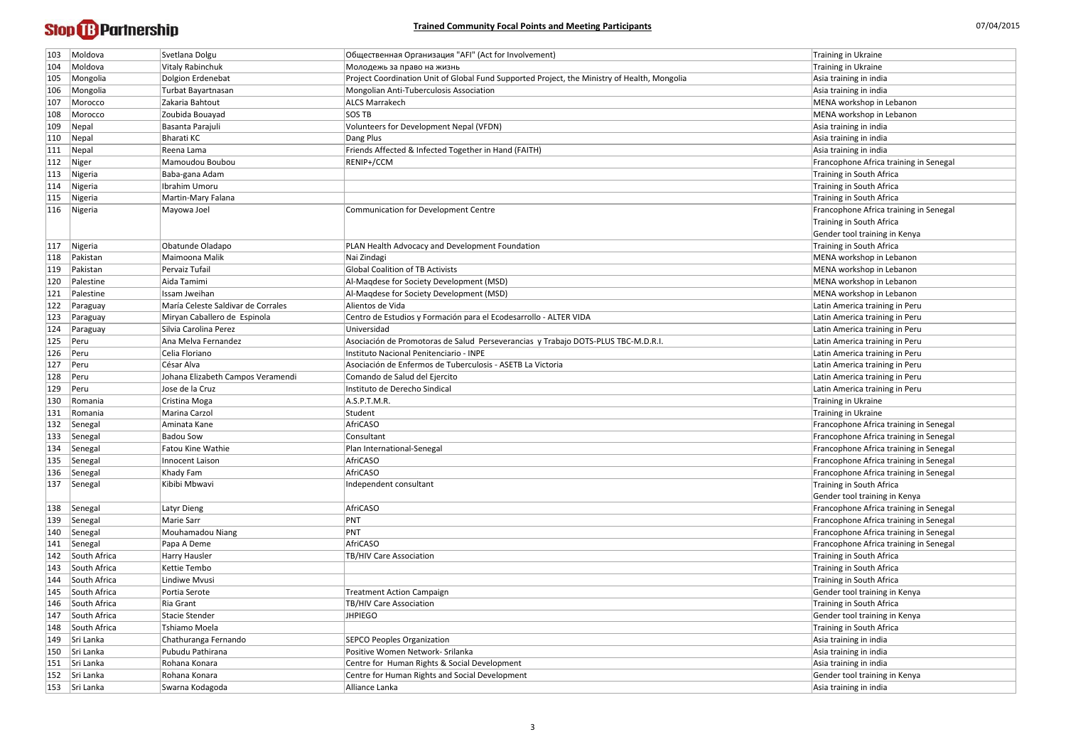| 103 | Moldova | Svetlana Dolgu | Общественная Организация "AFI" (Act for Involvement) | Training in Ukraine |
|---|---|---|---|---|
| 104 | Moldova | Vitaly Rabinchuk | Молодежь за право на жизнь | Training in Ukraine |
| 105 | Mongolia | Dolgion Erdenebat | Project Coordination Unit of Global Fund Supported Project, the Ministry of Health, Mongolia | Asia training in india |
| 106 | Mongolia | Turbat Bayartnasan | Mongolian Anti-Tuberculosis Association | Asia training in india |
| 107 | Morocco | Zakaria Bahtout | ALCS Marrakech | MENA workshop in Lebanon |
| 108 | Morocco | Zoubida Bouayad | SOS TB | MENA workshop in Lebanon |
| 109 | Nepal | Basanta Parajuli | Volunteers for Development Nepal (VFDN) | Asia training in india |
| 110 | Nepal | Bharati KC | Dang Plus | Asia training in india |
| 111 | Nepal | Reena Lama | Friends Affected & Infected Together in Hand (FAITH) | Asia training in india |
| 112 | Niger | Mamoudou Boubou | RENIP+/CCM | Francophone Africa training in Senegal |
| 113 | Nigeria | Baba-gana Adam | | Training in South Africa |
| 114 | Nigeria | Ibrahim Umoru | | Training in South Africa |
| 115 | Nigeria | Martin-Mary Falana | | Training in South Africa |
| 116 | Nigeria | Mayowa Joel | Communication for Development Centre | Francophone Africa training in Senegal<br>Training in South Africa<br>Gender tool training in Kenya |
| 117 | Nigeria | Obatunde Oladapo | PLAN Health Advocacy and Development Foundation | Training in South Africa |
| 118 | Pakistan | Maimoona Malik | Nai Zindagi | MENA workshop in Lebanon |
| 119 | Pakistan | Pervaiz Tufail | Global Coalition of TB Activists | MENA workshop in Lebanon |
| 120 | Palestine | Aida Tamimi | Al-Maqdese for Society Development (MSD) | MENA workshop in Lebanon |
| 121 | Palestine | Issam Jweihan | Al-Maqdese for Society Development (MSD) | MENA workshop in Lebanon |
| 122 | Paraguay | María Celeste Saldivar de Corrales | Alientos de Vida | Latin America training in Peru |
| 123 | Paraguay | Miryan Caballero de Espinola | Centro de Estudios y Formación para el Ecodesarrollo - ALTER VIDA | Latin America training in Peru |
| 124 | Paraguay | Silvia Carolina Perez | Universidad | Latin America training in Peru |
| 125 | Peru | Ana Melva Fernandez | Asociación de Promotoras de Salud Perseverancias y Trabajo DOTS-PLUS TBC-M.D.R.I. | Latin America training in Peru |
| 126 | Peru | Celia Floriano | Instituto Nacional Penitenciario - INPE | Latin America training in Peru |
| 127 | Peru | César Alva | Asociación de Enfermos de Tuberculosis - ASETB La Victoria | Latin America training in Peru |
| 128 | Peru | Johana Elizabeth Campos Veramendi | Comando de Salud del Ejercito | Latin America training in Peru |
| 129 | Peru | Jose de la Cruz | Instituto de Derecho Sindical | Latin America training in Peru |
| 130 | Romania | Cristina Moga | A.S.P.T.M.R. | Training in Ukraine |
| 131 | Romania | Marina Carzol | Student | Training in Ukraine |
| 132 | Senegal | Aminata Kane | AfriCASO | Francophone Africa training in Senegal |
| 133 | Senegal | Badou Sow | Consultant | Francophone Africa training in Senegal |
| 134 | Senegal | Fatou Kine Wathie | Plan International-Senegal | Francophone Africa training in Senegal |
| 135 | Senegal | Innocent Laison | AfriCASO | Francophone Africa training in Senegal |
| 136 | Senegal | Khady Fam | AfriCASO | Francophone Africa training in Senegal |
| 137 | Senegal | Kibibi Mbwavi | Independent consultant | Training in South Africa<br>Gender tool training in Kenya |
| 138 | Senegal | Latyr Dieng | AfriCASO | Francophone Africa training in Senegal |
| 139 | Senegal | Marie Sarr | PNT | Francophone Africa training in Senegal |
| 140 | Senegal | Mouhamadou Niang | PNT | Francophone Africa training in Senegal |
| 141 | Senegal | Papa A Deme | AfriCASO | Francophone Africa training in Senegal |
| 142 | South Africa | Harry Hausler | TB/HIV Care Association | Training in South Africa |
| 143 | South Africa | Kettie Tembo | | Training in South Africa |
| 144 | South Africa | Lindiwe Mvusi | | Training in South Africa |
| 145 | South Africa | Portia Serote | Treatment Action Campaign | Gender tool training in Kenya |
| 146 | South Africa | Ria Grant | TB/HIV Care Association | Training in South Africa |
| 147 | South Africa | Stacie Stender | JHPIEGO | Gender tool training in Kenya |
| 148 | South Africa | Tshiamo Moela | | Training in South Africa |
| 149 | Sri Lanka | Chathuranga Fernando | SEPCO Peoples Organization | Asia training in india |
| 150 | Sri Lanka | Pubudu Pathirana | Positive Women Network- Srilanka | Asia training in india |
| 151 | Sri Lanka | Rohana Konara | Centre for Human Rights & Social Development | Asia training in india |
| 152 | Sri Lanka | Rohana Konara | Centre for Human Rights and Social Development | Gender tool training in Kenya |
| 153 | Sri Lanka | Swarna Kodagoda | Alliance Lanka | Asia training in india |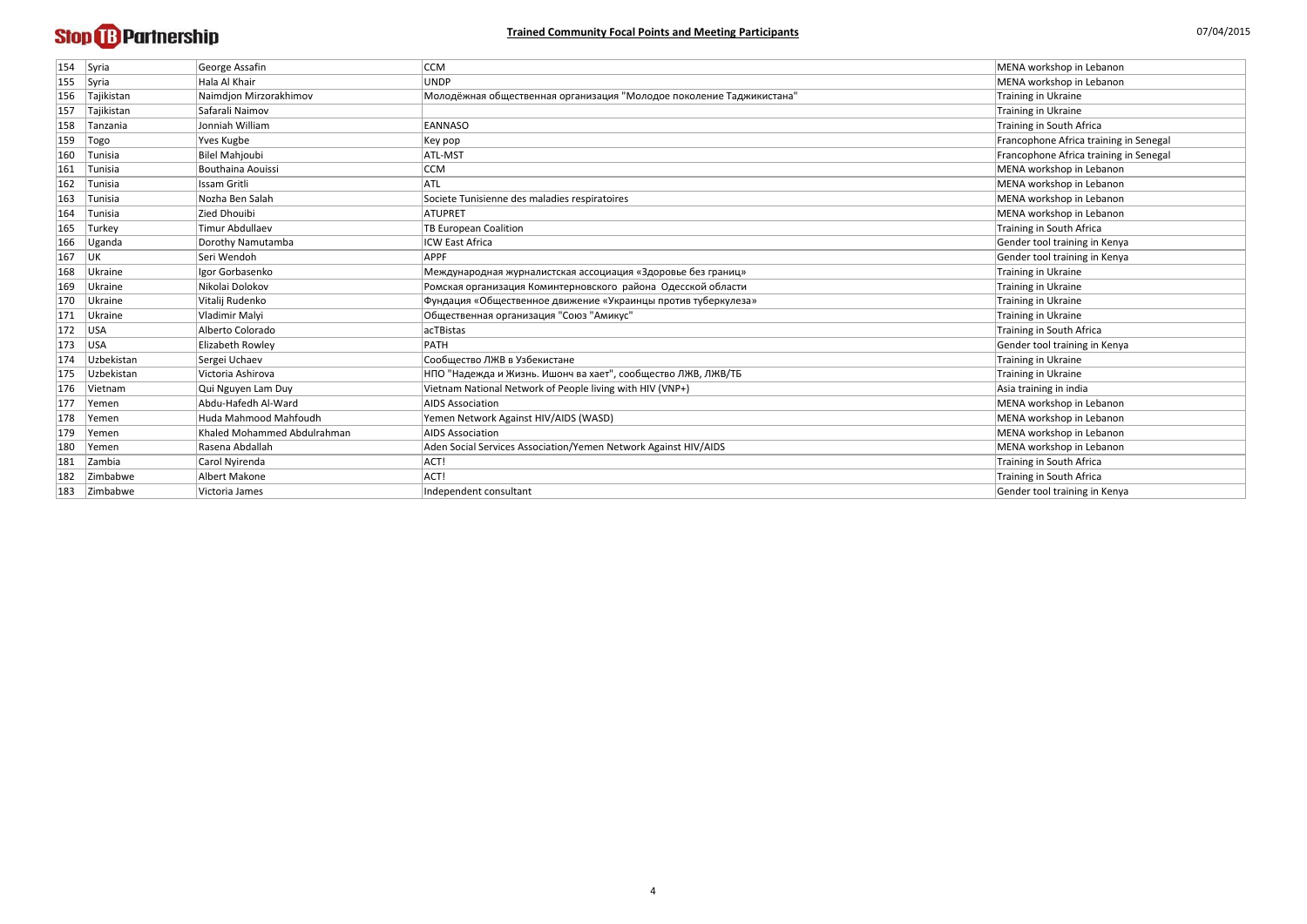| | | | | |
|---|---|---|---|---|
| 154 | Syria | George Assafin | CCM | MENA workshop in Lebanon |
| 155 | Syria | Hala Al Khair | UNDP | MENA workshop in Lebanon |
| 156 | Tajikistan | Naimdjon Mirzorakhimov | Молодёжная общественная организация "Молодое поколение Таджикистана" | Training in Ukraine |
| 157 | Tajikistan | Safarali Naimov | | Training in Ukraine |
| 158 | Tanzania | Jonniah William | EANNASO | Training in South Africa |
| 159 | Togo | Yves Kugbe | Key pop | Francophone Africa training in Senegal |
| 160 | Tunisia | Bilel Mahjoubi | ATL-MST | Francophone Africa training in Senegal |
| 161 | Tunisia | Bouthaina Aouissi | CCM | MENA workshop in Lebanon |
| 162 | Tunisia | Issam Gritli | ATL | MENA workshop in Lebanon |
| 163 | Tunisia | Nozha Ben Salah | Societe Tunisienne des maladies respiratoires | MENA workshop in Lebanon |
| 164 | Tunisia | Zied Dhouibi | ATUPRET | MENA workshop in Lebanon |
| 165 | Turkey | Timur Abdullaev | TB European Coalition | Training in South Africa |
| 166 | Uganda | Dorothy Namutamba | ICW East Africa | Gender tool training in Kenya |
| 167 | UK | Seri Wendoh | APPF | Gender tool training in Kenya |
| 168 | Ukraine | Igor Gorbasenko | Международная журналистская ассоциация «Здоровье без границ» | Training in Ukraine |
| 169 | Ukraine | Nikolai Dolokov | Ромская организация Коминтерновского района Одесской области | Training in Ukraine |
| 170 | Ukraine | Vitalij Rudenko | Фундация «Общественное движение «Украинцы против туберкулеза» | Training in Ukraine |
| 171 | Ukraine | Vladimir Malyi | Общественная организация "Союз "Амикус" | Training in Ukraine |
| 172 | USA | Alberto Colorado | acTBistas | Training in South Africa |
| 173 | USA | Elizabeth Rowley | PATH | Gender tool training in Kenya |
| 174 | Uzbekistan | Sergei Uchaev | Сообщество ЛЖВ в Узбекистане | Training in Ukraine |
| 175 | Uzbekistan | Victoria Ashirova | НПО "Надежда и Жизнь. Ишонч ва хает", сообщество ЛЖВ, ЛЖВ/ТБ | Training in Ukraine |
| 176 | Vietnam | Qui Nguyen Lam Duy | Vietnam National Network of People living with HIV (VNP+) | Asia training in india |
| 177 | Yemen | Abdu-Hafedh Al-Ward | AIDS Association | MENA workshop in Lebanon |
| 178 | Yemen | Huda Mahmood Mahfoudh | Yemen Network Against HIV/AIDS (WASD) | MENA workshop in Lebanon |
| 179 | Yemen | Khaled Mohammed Abdulrahman | AIDS Association | MENA workshop in Lebanon |
| 180 | Yemen | Rasena Abdallah | Aden Social Services Association/Yemen Network Against HIV/AIDS | MENA workshop in Lebanon |
| 181 | Zambia | Carol Nyirenda | ACT! | Training in South Africa |
| 182 | Zimbabwe | Albert Makone | ACT! | Training in South Africa |
| 183 | Zimbabwe | Victoria James | Independent consultant | Gender tool training in Kenya |